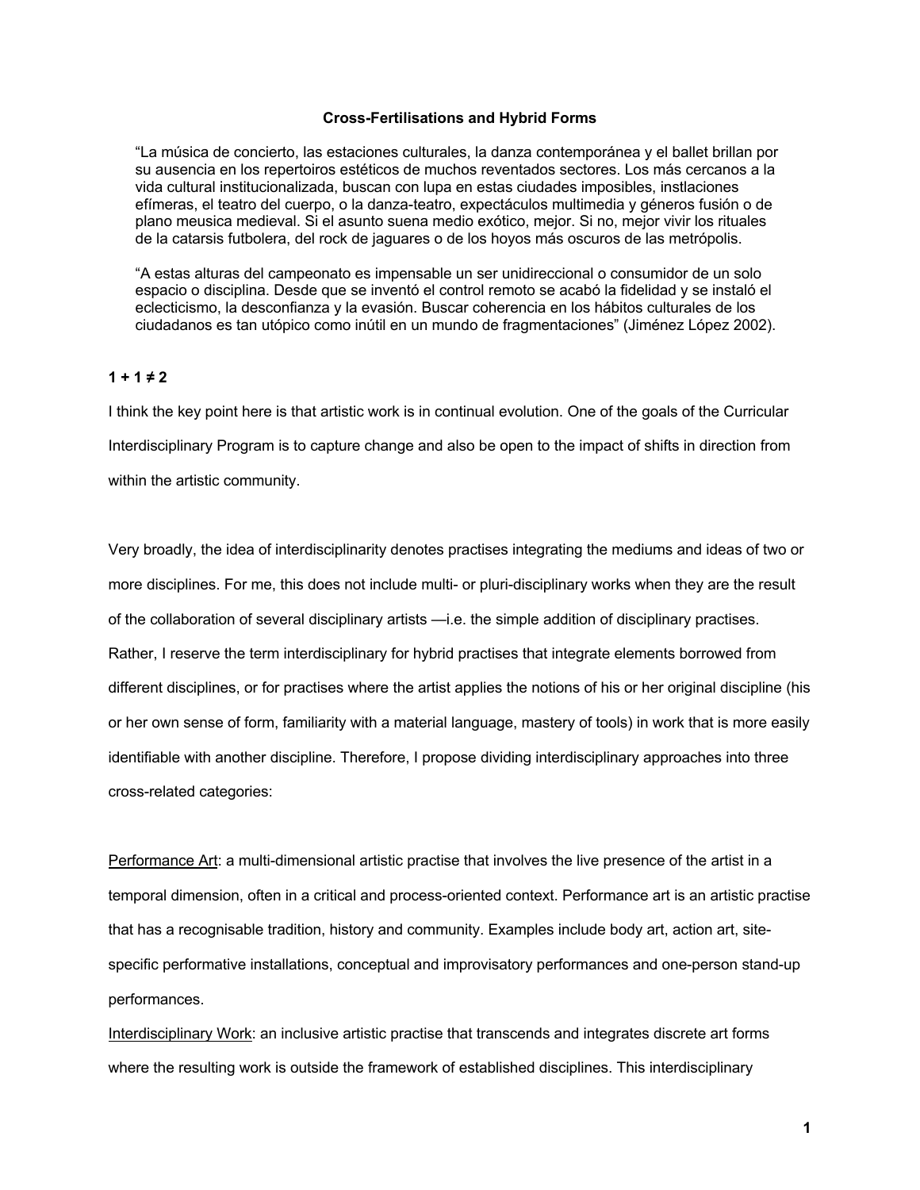**Cross-Fertilisations and Hybrid Forms**

> “La música de concierto, las estaciones culturales, la danza contemporánea y el ballet brillan por su ausencia en los repertoiros estéticos de muchos reventados sectores. Los más cercanos a la vida cultural institucionalizada, buscan con lupa en estas ciudades imposibles, instlaciones efímeras, el teatro del cuerpo, o la danza-teatro, expectáculos multimedia y géneros fusión o de plano meusica medieval. Si el asunto suena medio exótico, mejor. Si no, mejor vivir los rituales de la catarsis futbolera, del rock de jaguares o de los hoyos más oscuros de las metrópolis.
>
> “A estas alturas del campeonato es impensable un ser unidireccional o consumidor de un solo espacio o disciplina. Desde que se inventó el control remoto se acabó la fidelidad y se instaló el eclecticismo, la desconfianza y la evasión. Buscar coherencia en los hábitos culturales de los ciudadanos es tan utópico como inútil en un mundo de fragmentaciones” (Jiménez López 2002).

**1 + 1 ≠ 2**

I think the key point here is that artistic work is in continual evolution. One of the goals of the Curricular Interdisciplinary Program is to capture change and also be open to the impact of shifts in direction from within the artistic community.

Very broadly, the idea of interdisciplinarity denotes practises integrating the mediums and ideas of two or more disciplines. For me, this does not include multi- or pluri-disciplinary works when they are the result of the collaboration of several disciplinary artists —i.e. the simple addition of disciplinary practises. Rather, I reserve the term interdisciplinary for hybrid practises that integrate elements borrowed from different disciplines, or for practises where the artist applies the notions of his or her original discipline (his or her own sense of form, familiarity with a material language, mastery of tools) in work that is more easily identifiable with another discipline. Therefore, I propose dividing interdisciplinary approaches into three cross-related categories:

<u>Performance Art</u>: a multi-dimensional artistic practise that involves the live presence of the artist in a temporal dimension, often in a critical and process-oriented context. Performance art is an artistic practise that has a recognisable tradition, history and community. Examples include body art, action art, site-specific performative installations, conceptual and improvisatory performances and one-person stand-up performances.

<u>Interdisciplinary Work</u>: an inclusive artistic practise that transcends and integrates discrete art forms where the resulting work is outside the framework of established disciplines. This interdisciplinary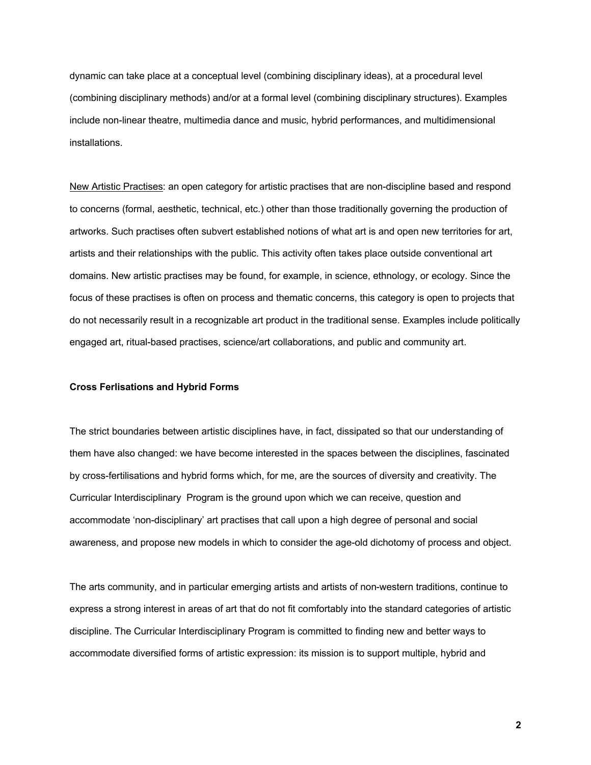dynamic can take place at a conceptual level (combining disciplinary ideas), at a procedural level (combining disciplinary methods) and/or at a formal level (combining disciplinary structures). Examples include non-linear theatre, multimedia dance and music, hybrid performances, and multidimensional installations.

<u>New Artistic Practises</u>: an open category for artistic practises that are non-discipline based and respond to concerns (formal, aesthetic, technical, etc.) other than those traditionally governing the production of artworks. Such practises often subvert established notions of what art is and open new territories for art, artists and their relationships with the public. This activity often takes place outside conventional art domains. New artistic practises may be found, for example, in science, ethnology, or ecology. Since the focus of these practises is often on process and thematic concerns, this category is open to projects that do not necessarily result in a recognizable art product in the traditional sense. Examples include politically engaged art, ritual-based practises, science/art collaborations, and public and community art.

**Cross Ferlisations and Hybrid Forms**

The strict boundaries between artistic disciplines have, in fact, dissipated so that our understanding of them have also changed: we have become interested in the spaces between the disciplines, fascinated by cross-fertilisations and hybrid forms which, for me, are the sources of diversity and creativity. The Curricular Interdisciplinary Program is the ground upon which we can receive, question and accommodate 'non-disciplinary' art practises that call upon a high degree of personal and social awareness, and propose new models in which to consider the age-old dichotomy of process and object.

The arts community, and in particular emerging artists and artists of non-western traditions, continue to express a strong interest in areas of art that do not fit comfortably into the standard categories of artistic discipline. The Curricular Interdisciplinary Program is committed to finding new and better ways to accommodate diversified forms of artistic expression: its mission is to support multiple, hybrid and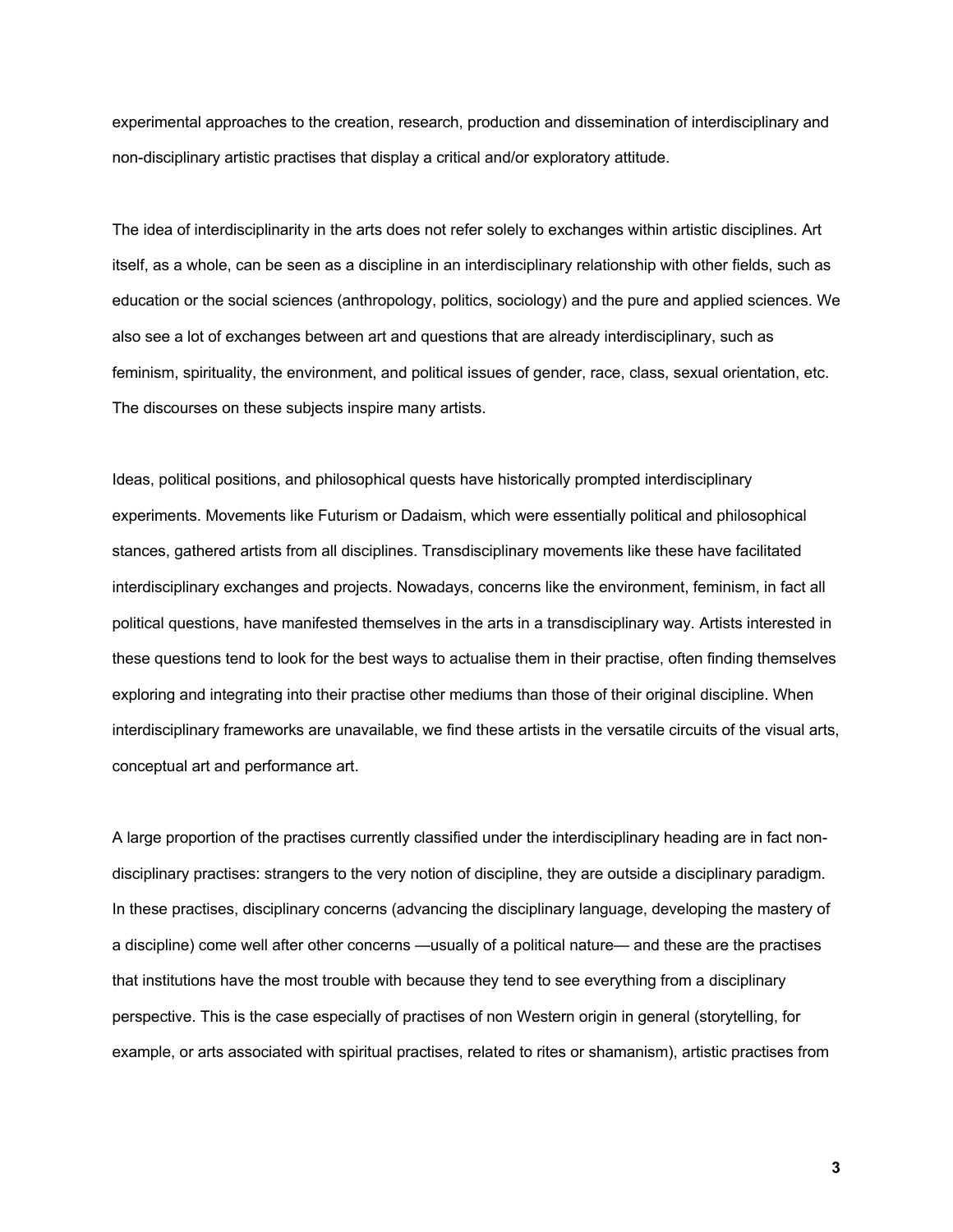experimental approaches to the creation, research, production and dissemination of interdisciplinary and non-disciplinary artistic practises that display a critical and/or exploratory attitude.

The idea of interdisciplinarity in the arts does not refer solely to exchanges within artistic disciplines. Art itself, as a whole, can be seen as a discipline in an interdisciplinary relationship with other fields, such as education or the social sciences (anthropology, politics, sociology) and the pure and applied sciences. We also see a lot of exchanges between art and questions that are already interdisciplinary, such as feminism, spirituality, the environment, and political issues of gender, race, class, sexual orientation, etc. The discourses on these subjects inspire many artists.

Ideas, political positions, and philosophical quests have historically prompted interdisciplinary experiments. Movements like Futurism or Dadaism, which were essentially political and philosophical stances, gathered artists from all disciplines. Transdisciplinary movements like these have facilitated interdisciplinary exchanges and projects. Nowadays, concerns like the environment, feminism, in fact all political questions, have manifested themselves in the arts in a transdisciplinary way. Artists interested in these questions tend to look for the best ways to actualise them in their practise, often finding themselves exploring and integrating into their practise other mediums than those of their original discipline. When interdisciplinary frameworks are unavailable, we find these artists in the versatile circuits of the visual arts, conceptual art and performance art.

A large proportion of the practises currently classified under the interdisciplinary heading are in fact non-disciplinary practises: strangers to the very notion of discipline, they are outside a disciplinary paradigm. In these practises, disciplinary concerns (advancing the disciplinary language, developing the mastery of a discipline) come well after other concerns —usually of a political nature— and these are the practises that institutions have the most trouble with because they tend to see everything from a disciplinary perspective. This is the case especially of practises of non Western origin in general (storytelling, for example, or arts associated with spiritual practises, related to rites or shamanism), artistic practises from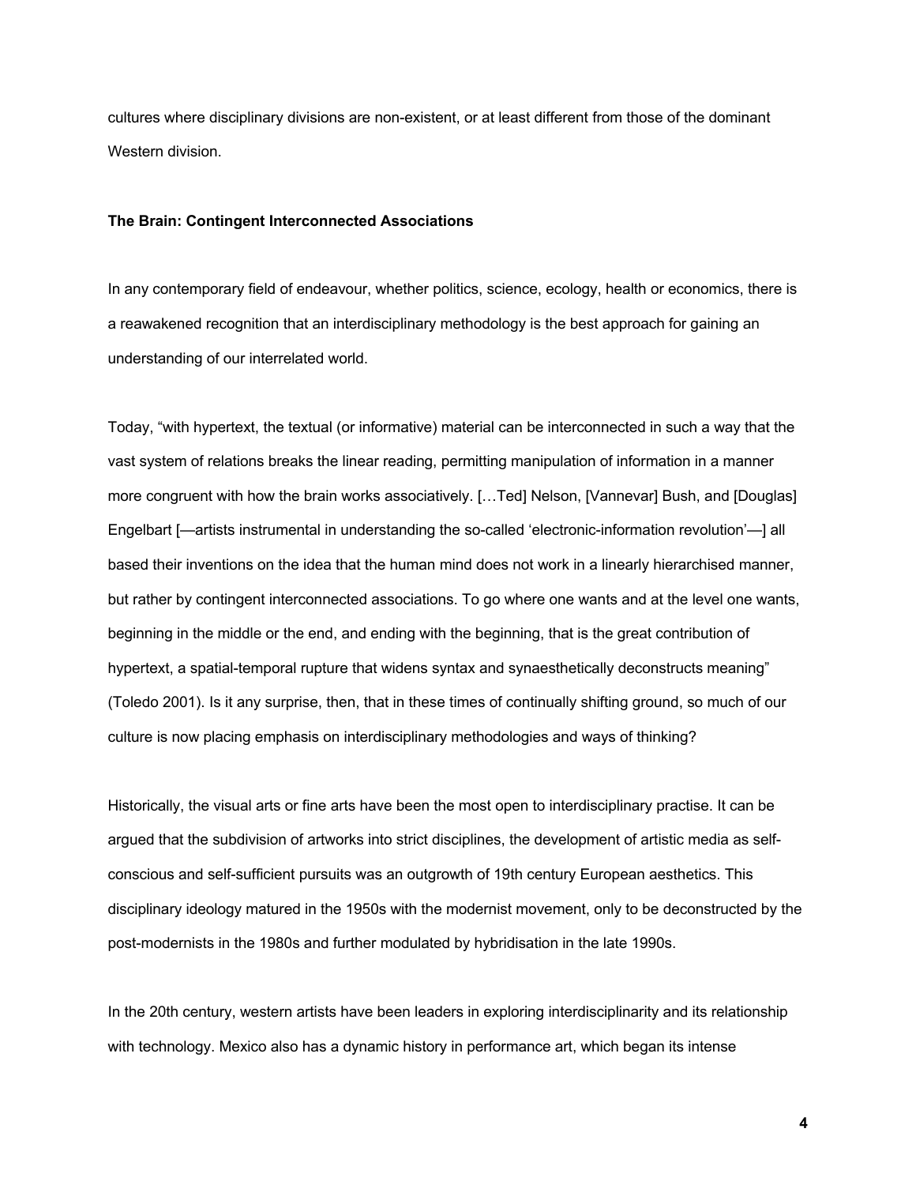cultures where disciplinary divisions are non-existent, or at least different from those of the dominant Western division.

**The Brain: Contingent Interconnected Associations**

In any contemporary field of endeavour, whether politics, science, ecology, health or economics, there is a reawakened recognition that an interdisciplinary methodology is the best approach for gaining an understanding of our interrelated world.

Today, "with hypertext, the textual (or informative) material can be interconnected in such a way that the vast system of relations breaks the linear reading, permitting manipulation of information in a manner more congruent with how the brain works associatively. […Ted] Nelson, [Vannevar] Bush, and [Douglas] Engelbart [—artists instrumental in understanding the so-called 'electronic-information revolution'—] all based their inventions on the idea that the human mind does not work in a linearly hierarchised manner, but rather by contingent interconnected associations. To go where one wants and at the level one wants, beginning in the middle or the end, and ending with the beginning, that is the great contribution of hypertext, a spatial-temporal rupture that widens syntax and synaesthetically deconstructs meaning" (Toledo 2001). Is it any surprise, then, that in these times of continually shifting ground, so much of our culture is now placing emphasis on interdisciplinary methodologies and ways of thinking?

Historically, the visual arts or fine arts have been the most open to interdisciplinary practise. It can be argued that the subdivision of artworks into strict disciplines, the development of artistic media as self-conscious and self-sufficient pursuits was an outgrowth of 19th century European aesthetics. This disciplinary ideology matured in the 1950s with the modernist movement, only to be deconstructed by the post-modernists in the 1980s and further modulated by hybridisation in the late 1990s.

In the 20th century, western artists have been leaders in exploring interdisciplinarity and its relationship with technology. Mexico also has a dynamic history in performance art, which began its intense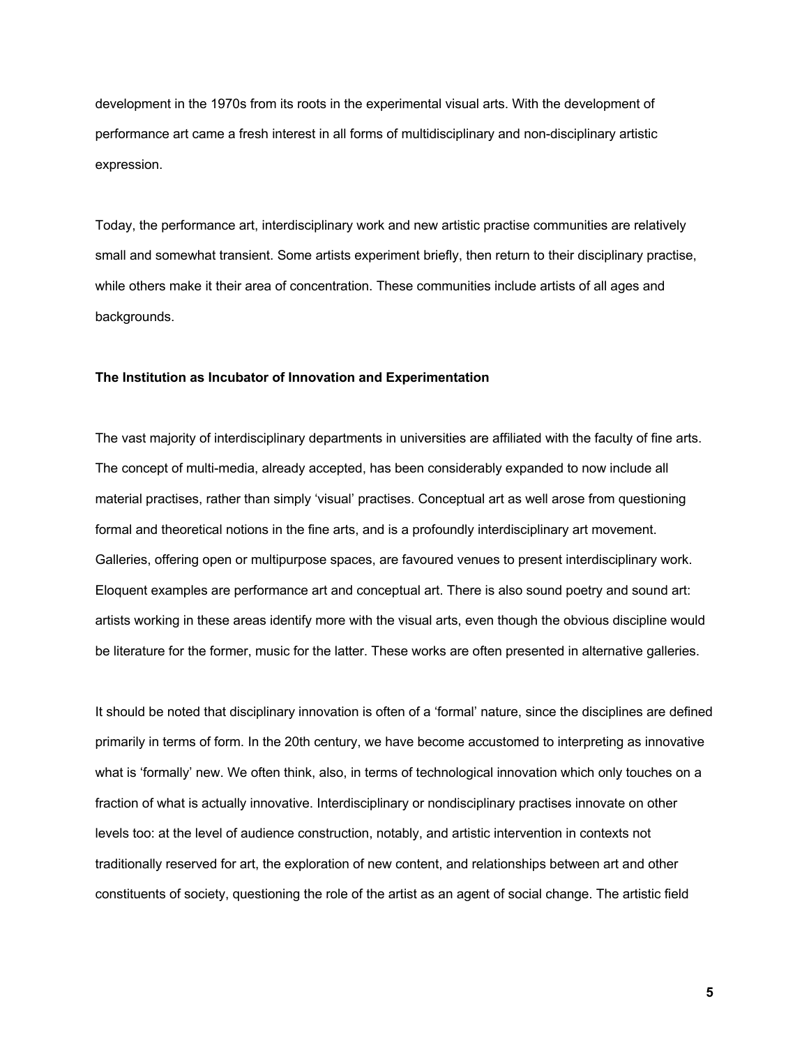development in the 1970s from its roots in the experimental visual arts. With the development of performance art came a fresh interest in all forms of multidisciplinary and non-disciplinary artistic expression.

Today, the performance art, interdisciplinary work and new artistic practise communities are relatively small and somewhat transient. Some artists experiment briefly, then return to their disciplinary practise, while others make it their area of concentration. These communities include artists of all ages and backgrounds.

**The Institution as Incubator of Innovation and Experimentation**

The vast majority of interdisciplinary departments in universities are affiliated with the faculty of fine arts. The concept of multi-media, already accepted, has been considerably expanded to now include all material practises, rather than simply 'visual' practises. Conceptual art as well arose from questioning formal and theoretical notions in the fine arts, and is a profoundly interdisciplinary art movement. Galleries, offering open or multipurpose spaces, are favoured venues to present interdisciplinary work. Eloquent examples are performance art and conceptual art. There is also sound poetry and sound art: artists working in these areas identify more with the visual arts, even though the obvious discipline would be literature for the former, music for the latter. These works are often presented in alternative galleries.

It should be noted that disciplinary innovation is often of a 'formal' nature, since the disciplines are defined primarily in terms of form. In the 20th century, we have become accustomed to interpreting as innovative what is 'formally' new. We often think, also, in terms of technological innovation which only touches on a fraction of what is actually innovative. Interdisciplinary or nondisciplinary practises innovate on other levels too: at the level of audience construction, notably, and artistic intervention in contexts not traditionally reserved for art, the exploration of new content, and relationships between art and other constituents of society, questioning the role of the artist as an agent of social change. The artistic field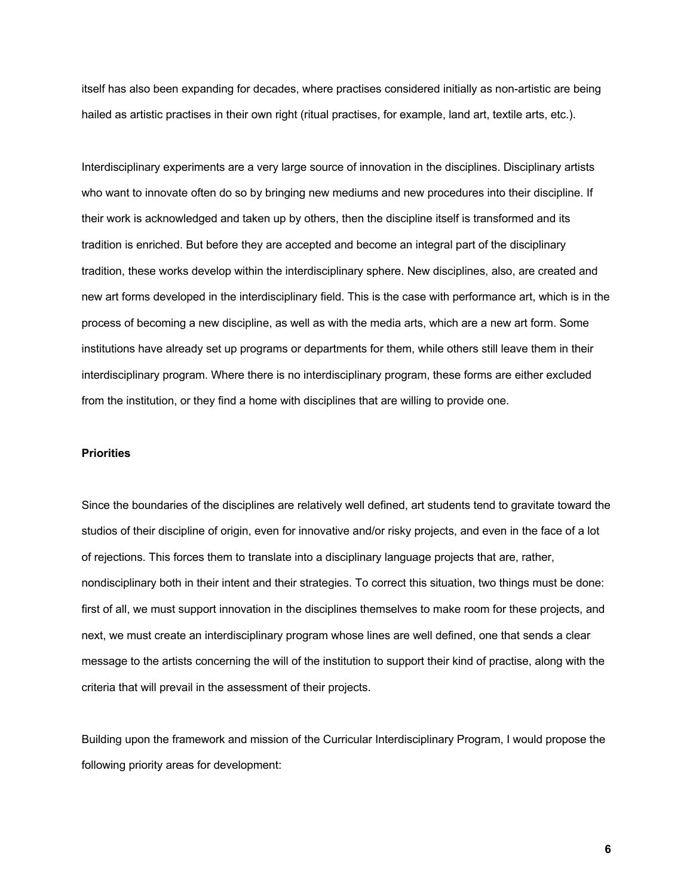itself has also been expanding for decades, where practises considered initially as non-artistic are being hailed as artistic practises in their own right (ritual practises, for example, land art, textile arts, etc.).

Interdisciplinary experiments are a very large source of innovation in the disciplines. Disciplinary artists who want to innovate often do so by bringing new mediums and new procedures into their discipline. If their work is acknowledged and taken up by others, then the discipline itself is transformed and its tradition is enriched. But before they are accepted and become an integral part of the disciplinary tradition, these works develop within the interdisciplinary sphere. New disciplines, also, are created and new art forms developed in the interdisciplinary field. This is the case with performance art, which is in the process of becoming a new discipline, as well as with the media arts, which are a new art form. Some institutions have already set up programs or departments for them, while others still leave them in their interdisciplinary program. Where there is no interdisciplinary program, these forms are either excluded from the institution, or they find a home with disciplines that are willing to provide one.

**Priorities**

Since the boundaries of the disciplines are relatively well defined, art students tend to gravitate toward the studios of their discipline of origin, even for innovative and/or risky projects, and even in the face of a lot of rejections. This forces them to translate into a disciplinary language projects that are, rather, nondisciplinary both in their intent and their strategies. To correct this situation, two things must be done: first of all, we must support innovation in the disciplines themselves to make room for these projects, and next, we must create an interdisciplinary program whose lines are well defined, one that sends a clear message to the artists concerning the will of the institution to support their kind of practise, along with the criteria that will prevail in the assessment of their projects.

Building upon the framework and mission of the Curricular Interdisciplinary Program, I would propose the following priority areas for development: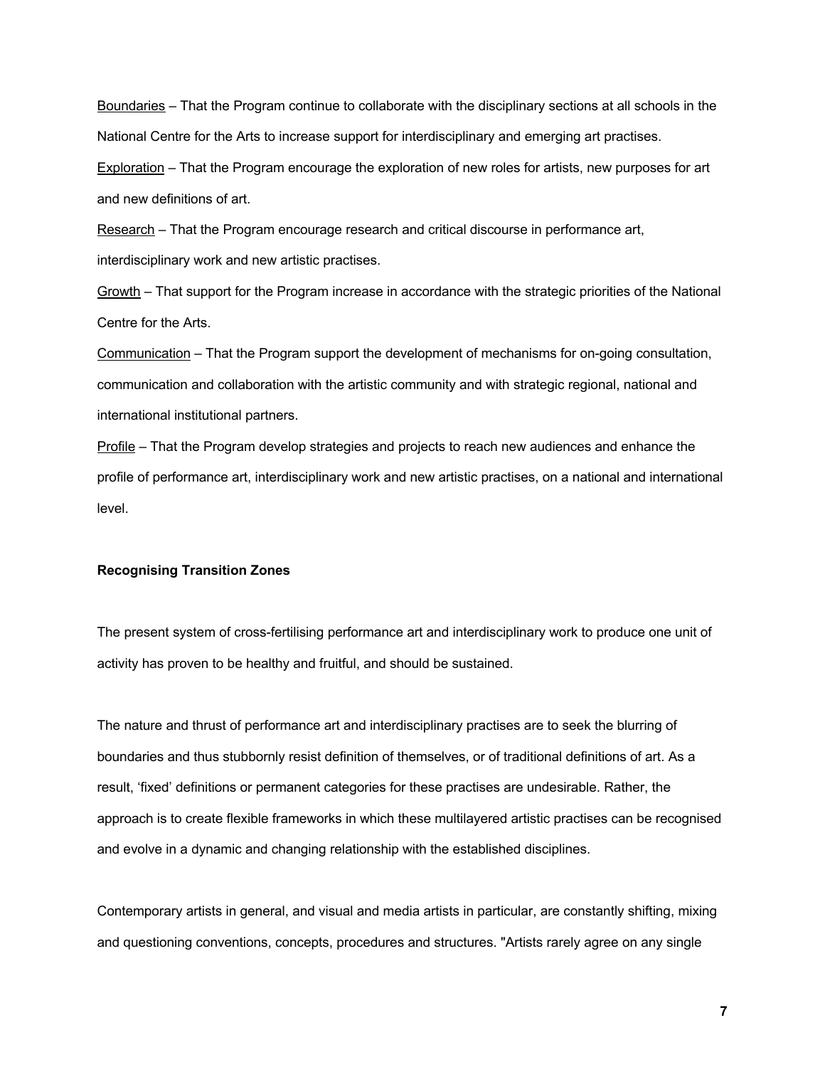<u>Boundaries</u> – That the Program continue to collaborate with the disciplinary sections at all schools in the National Centre for the Arts to increase support for interdisciplinary and emerging art practises.

<u>Exploration</u> – That the Program encourage the exploration of new roles for artists, new purposes for art and new definitions of art.

<u>Research</u> – That the Program encourage research and critical discourse in performance art, interdisciplinary work and new artistic practises.

<u>Growth</u> – That support for the Program increase in accordance with the strategic priorities of the National Centre for the Arts.

<u>Communication</u> – That the Program support the development of mechanisms for on-going consultation, communication and collaboration with the artistic community and with strategic regional, national and international institutional partners.

<u>Profile</u> – That the Program develop strategies and projects to reach new audiences and enhance the profile of performance art, interdisciplinary work and new artistic practises, on a national and international level.

**Recognising Transition Zones**

The present system of cross-fertilising performance art and interdisciplinary work to produce one unit of activity has proven to be healthy and fruitful, and should be sustained.

The nature and thrust of performance art and interdisciplinary practises are to seek the blurring of boundaries and thus stubbornly resist definition of themselves, or of traditional definitions of art. As a result, 'fixed' definitions or permanent categories for these practises are undesirable. Rather, the approach is to create flexible frameworks in which these multilayered artistic practises can be recognised and evolve in a dynamic and changing relationship with the established disciplines.

Contemporary artists in general, and visual and media artists in particular, are constantly shifting, mixing and questioning conventions, concepts, procedures and structures. "Artists rarely agree on any single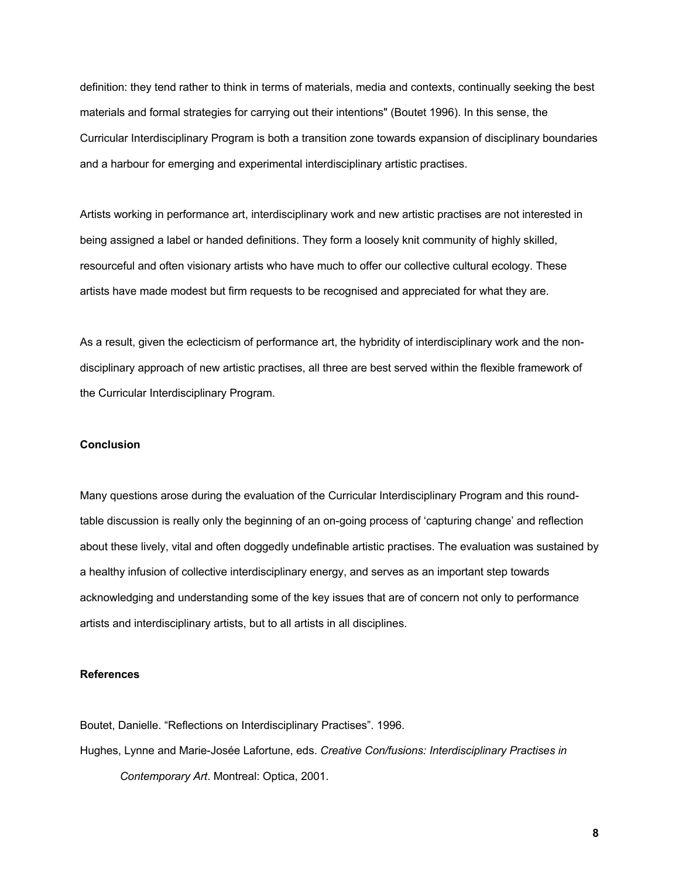definition: they tend rather to think in terms of materials, media and contexts, continually seeking the best materials and formal strategies for carrying out their intentions" (Boutet 1996). In this sense, the Curricular Interdisciplinary Program is both a transition zone towards expansion of disciplinary boundaries and a harbour for emerging and experimental interdisciplinary artistic practises.

Artists working in performance art, interdisciplinary work and new artistic practises are not interested in being assigned a label or handed definitions. They form a loosely knit community of highly skilled, resourceful and often visionary artists who have much to offer our collective cultural ecology. These artists have made modest but firm requests to be recognised and appreciated for what they are.

As a result, given the eclecticism of performance art, the hybridity of interdisciplinary work and the non-disciplinary approach of new artistic practises, all three are best served within the flexible framework of the Curricular Interdisciplinary Program.

**Conclusion**

Many questions arose during the evaluation of the Curricular Interdisciplinary Program and this round-table discussion is really only the beginning of an on-going process of 'capturing change' and reflection about these lively, vital and often doggedly undefinable artistic practises. The evaluation was sustained by a healthy infusion of collective interdisciplinary energy, and serves as an important step towards acknowledging and understanding some of the key issues that are of concern not only to performance artists and interdisciplinary artists, but to all artists in all disciplines.

**References**

Boutet, Danielle. "Reflections on Interdisciplinary Practises". 1996.

Hughes, Lynne and Marie-Josée Lafortune, eds. *Creative Con/fusions: Interdisciplinary Practises in Contemporary Art*. Montreal: Optica, 2001.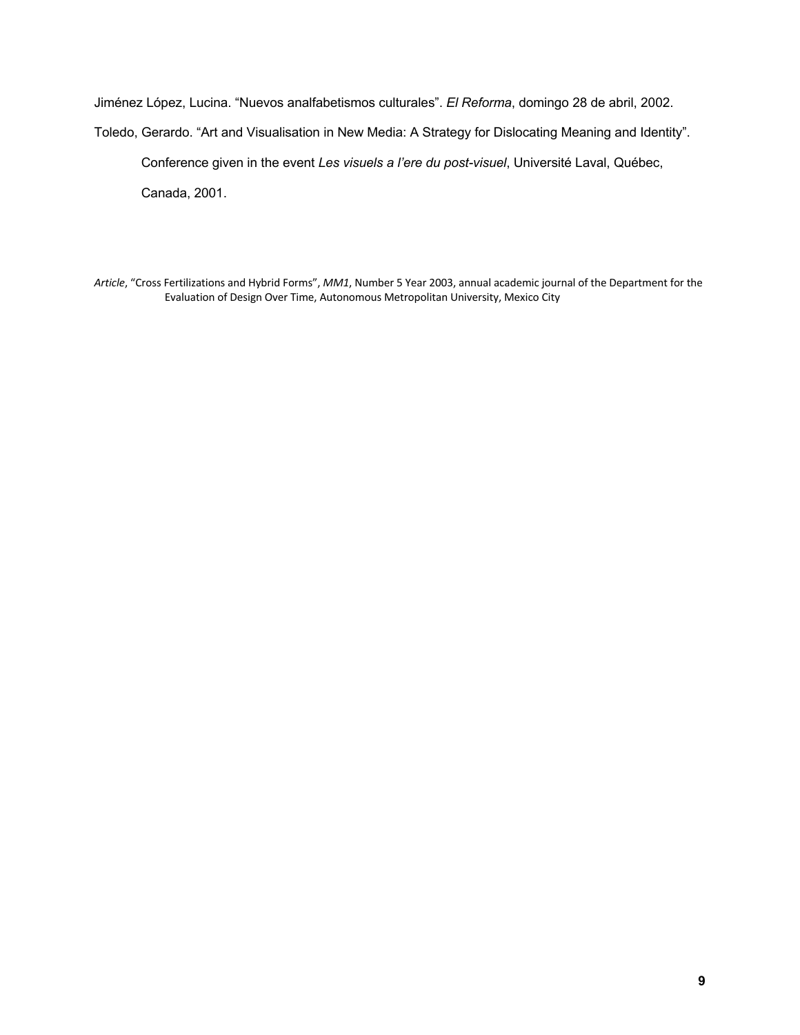Jiménez López, Lucina. “Nuevos analfabetismos culturales”. *El Reforma*, domingo 28 de abril, 2002.

Toledo, Gerardo. “Art and Visualisation in New Media: A Strategy for Dislocating Meaning and Identity”. Conference given in the event *Les visuels a l’ere du post-visuel*, Université Laval, Québec, Canada, 2001.

*Article*, “Cross Fertilizations and Hybrid Forms”, *MM1*, Number 5 Year 2003, annual academic journal of the Department for the Evaluation of Design Over Time, Autonomous Metropolitan University, Mexico City